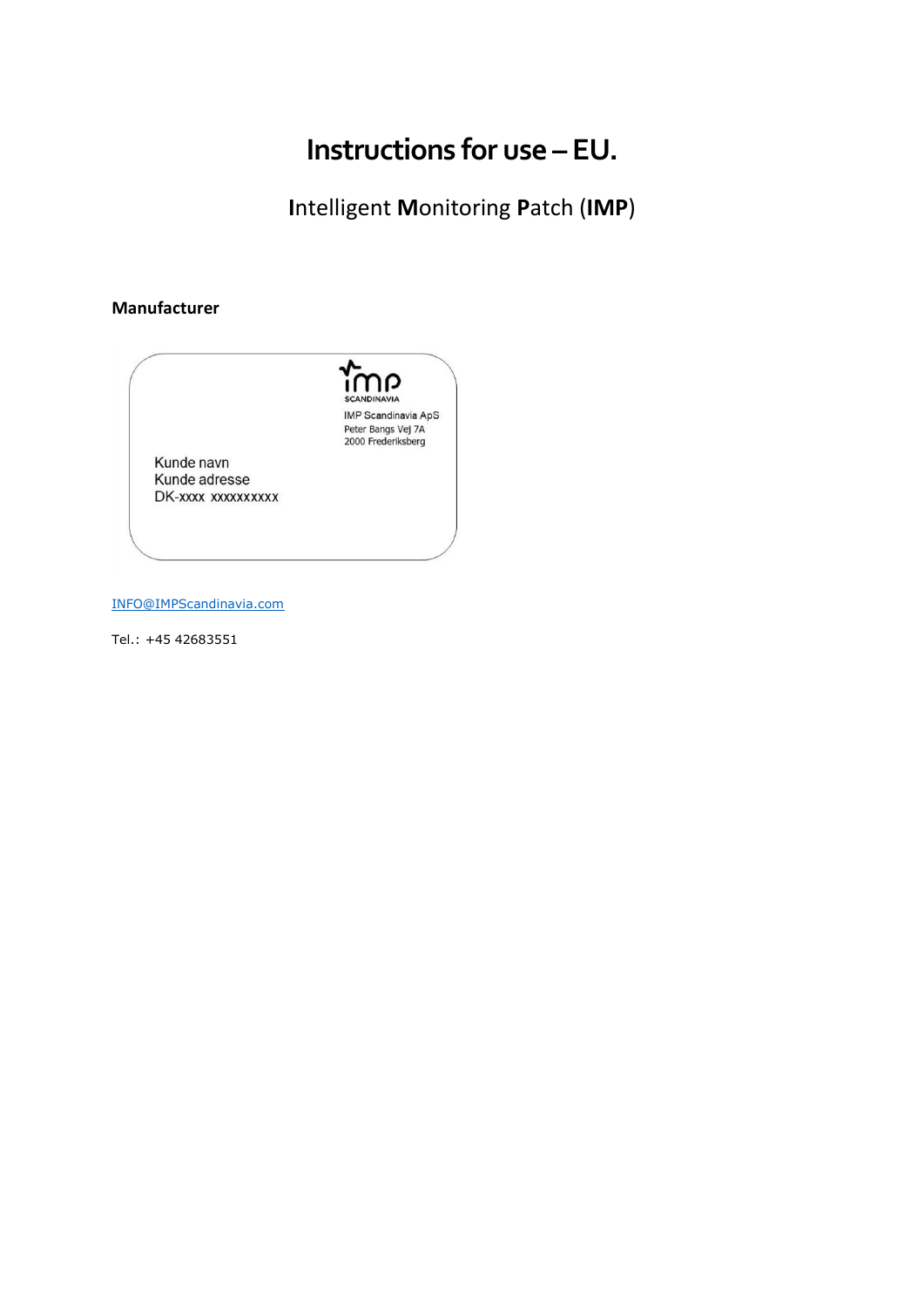# Instructions for use – EU.

## **I**ntelligent **M**onitoring **P**atch (**IMP**)

**Manufacturer**

IMP SCANDINAVIA

IMP Scandinavia ApS
Peter Bangs Vej 7A
2000 Frederiksberg

Kunde navn
Kunde adresse
DK-xxxx xxxxxxxxxx

INFO@IMPScandinavia.com

Tel.: +45 42683551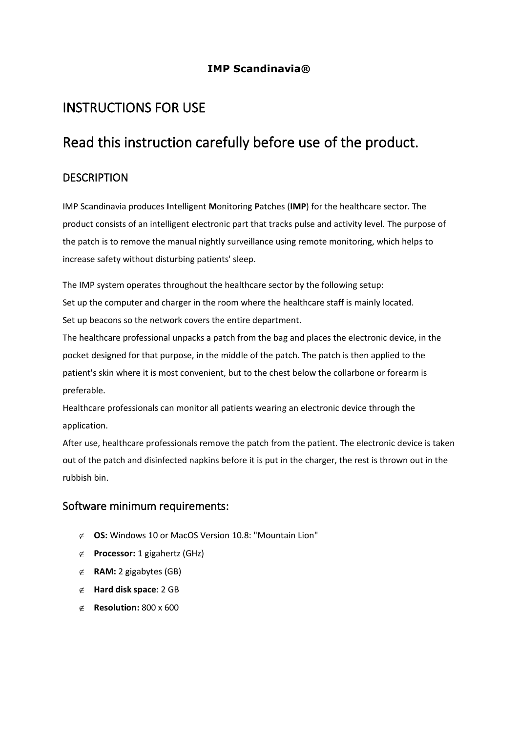**IMP Scandinavia®**

# INSTRUCTIONS FOR USE

# Read this instruction carefully before use of the product.

## DESCRIPTION

IMP Scandinavia produces **I**ntelligent **M**onitoring **P**atches (**IMP**) for the healthcare sector. The product consists of an intelligent electronic part that tracks pulse and activity level. The purpose of the patch is to remove the manual nightly surveillance using remote monitoring, which helps to increase safety without disturbing patients' sleep.

The IMP system operates throughout the healthcare sector by the following setup:
Set up the computer and charger in the room where the healthcare staff is mainly located.
Set up beacons so the network covers the entire department.
The healthcare professional unpacks a patch from the bag and places the electronic device, in the pocket designed for that purpose, in the middle of the patch. The patch is then applied to the patient's skin where it is most convenient, but to the chest below the collarbone or forearm is preferable.
Healthcare professionals can monitor all patients wearing an electronic device through the application.
After use, healthcare professionals remove the patch from the patient. The electronic device is taken out of the patch and disinfected napkins before it is put in the charger, the rest is thrown out in the rubbish bin.

## Software minimum requirements:

- **OS:** Windows 10 or MacOS Version 10.8: "Mountain Lion"
- **Processor:** 1 gigahertz (GHz)
- **RAM:** 2 gigabytes (GB)
- **Hard disk space**: 2 GB
- **Resolution:** 800 x 600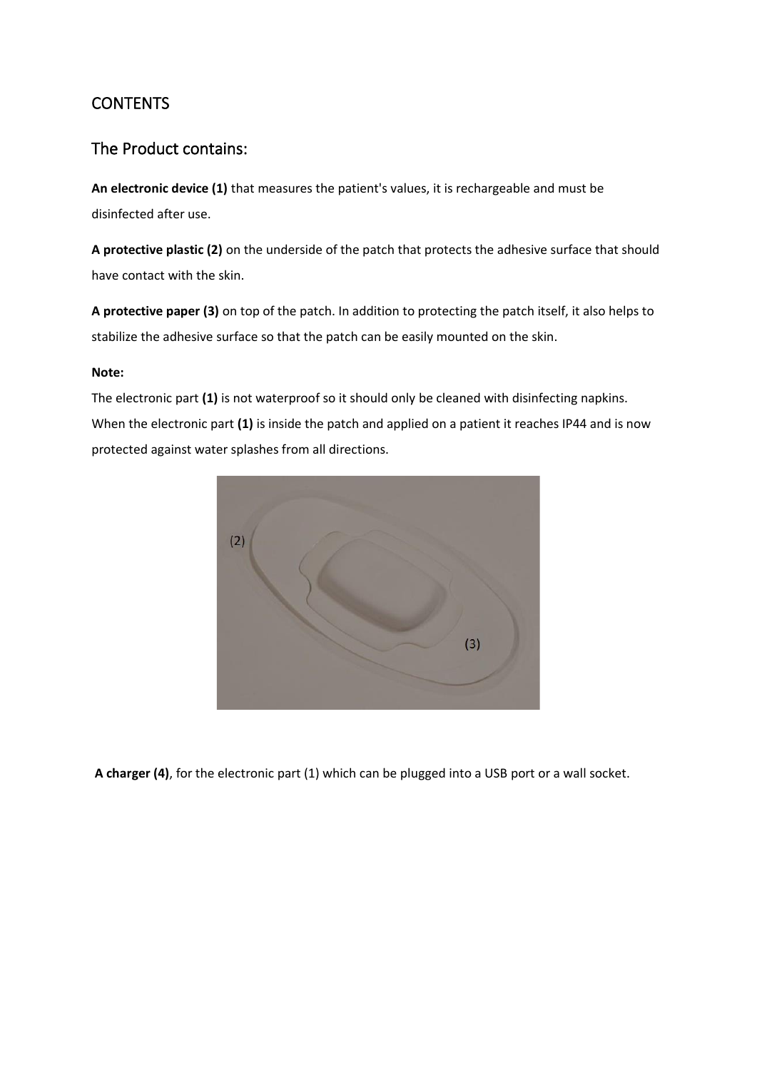# CONTENTS

## The Product contains:

**An electronic device (1)** that measures the patient's values, it is rechargeable and must be disinfected after use.

**A protective plastic (2)** on the underside of the patch that protects the adhesive surface that should have contact with the skin.

**A protective paper (3)** on top of the patch. In addition to protecting the patch itself, it also helps to stabilize the adhesive surface so that the patch can be easily mounted on the skin.

**Note:**

The electronic part **(1)** is not waterproof so it should only be cleaned with disinfecting napkins. When the electronic part **(1)** is inside the patch and applied on a patient it reaches IP44 and is now protected against water splashes from all directions.

**A charger (4)**, for the electronic part (1) which can be plugged into a USB port or a wall socket.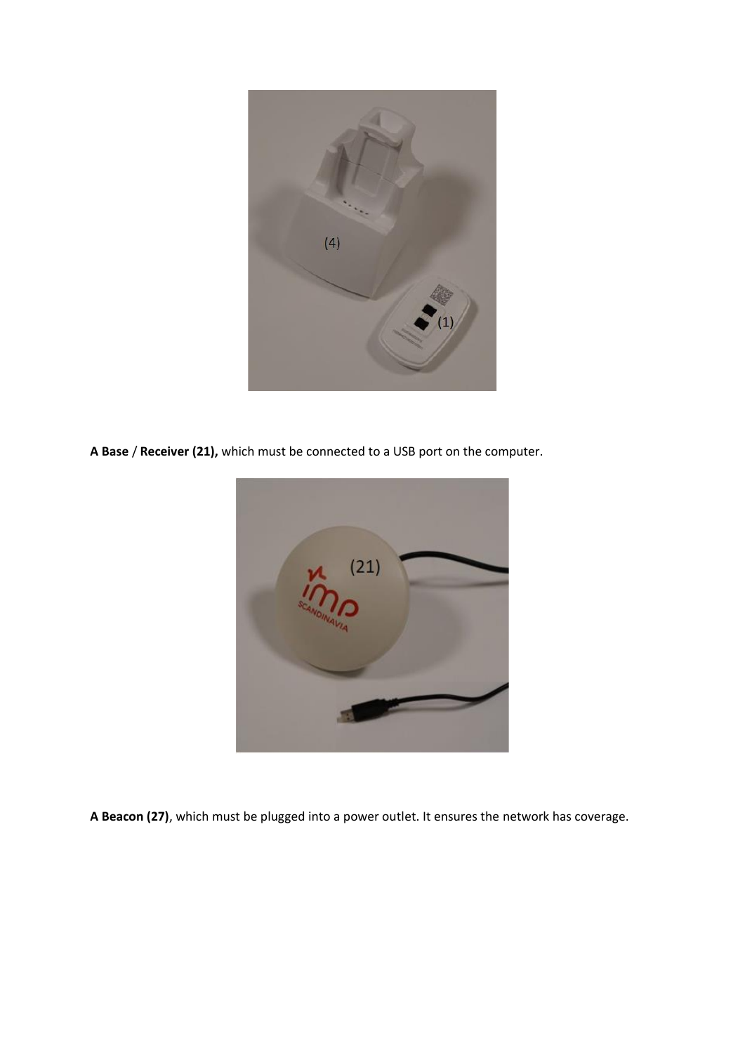**A Base** / **Receiver (21),** which must be connected to a USB port on the computer.

**A Beacon (27)**, which must be plugged into a power outlet. It ensures the network has coverage.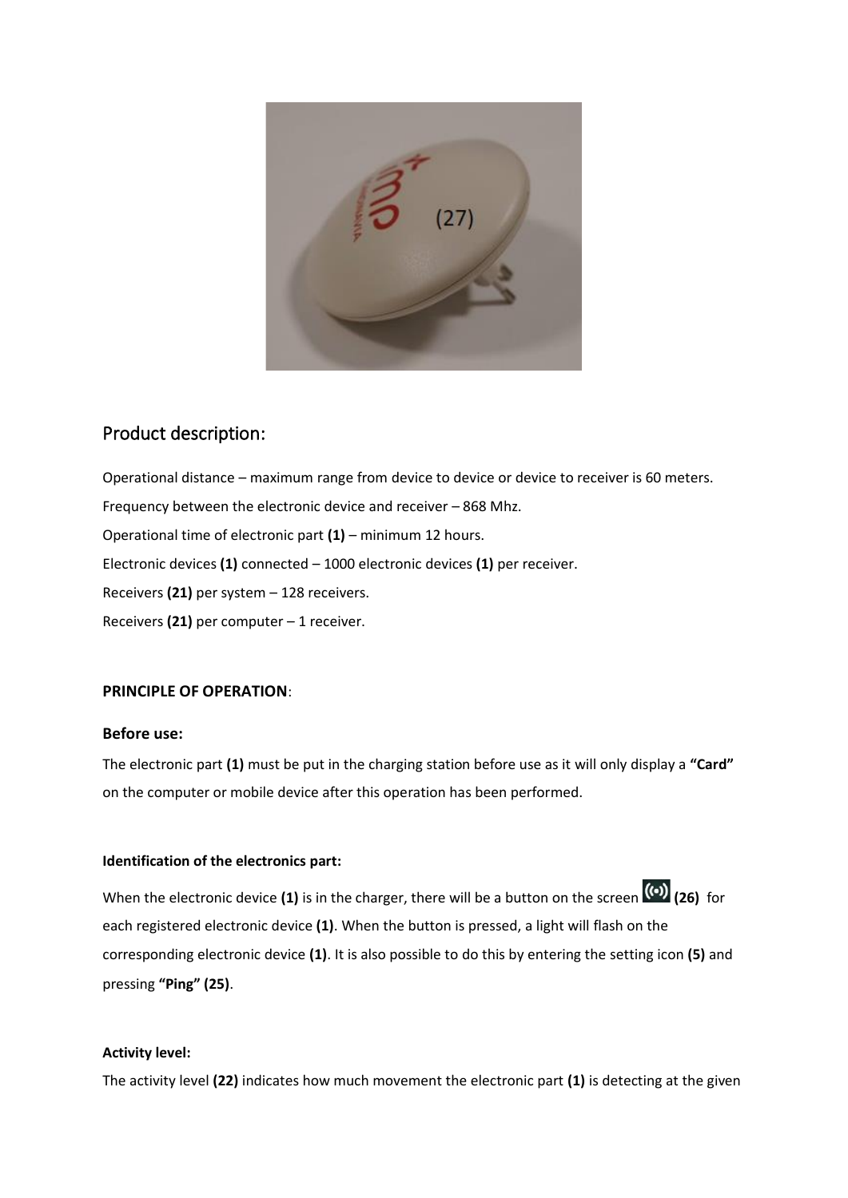## Product description:

Operational distance – maximum range from device to device or device to receiver is 60 meters.

Frequency between the electronic device and receiver – 868 Mhz.

Operational time of electronic part **(1)** – minimum 12 hours.

Electronic devices **(1)** connected – 1000 electronic devices **(1)** per receiver.

Receivers **(21)** per system – 128 receivers.

Receivers **(21)** per computer – 1 receiver.

**PRINCIPLE OF OPERATION**:

### Before use:

The electronic part **(1)** must be put in the charging station before use as it will only display a **"Card"** on the computer or mobile device after this operation has been performed.

**Identification of the electronics part:**

When the electronic device **(1)** is in the charger, there will be a button on the screen **(26)** for each registered electronic device **(1)**. When the button is pressed, a light will flash on the corresponding electronic device **(1)**. It is also possible to do this by entering the setting icon **(5)** and pressing **"Ping" (25)**.

**Activity level:**

The activity level **(22)** indicates how much movement the electronic part **(1)** is detecting at the given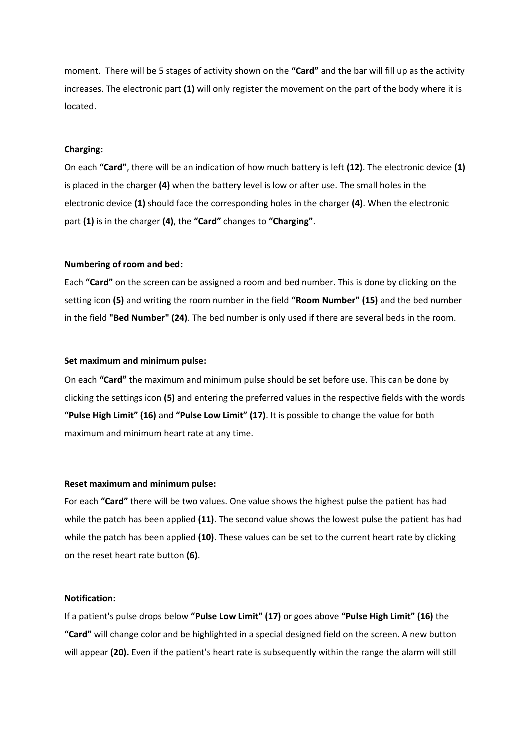moment. There will be 5 stages of activity shown on the **"Card"** and the bar will fill up as the activity increases. The electronic part **(1)** will only register the movement on the part of the body where it is located.

**Charging:**

On each **"Card"**, there will be an indication of how much battery is left **(12)**. The electronic device **(1)** is placed in the charger **(4)** when the battery level is low or after use. The small holes in the electronic device **(1)** should face the corresponding holes in the charger **(4)**. When the electronic part **(1)** is in the charger **(4)**, the **"Card"** changes to **"Charging"**.

**Numbering of room and bed:**

Each **"Card"** on the screen can be assigned a room and bed number. This is done by clicking on the setting icon **(5)** and writing the room number in the field **"Room Number" (15)** and the bed number in the field **"Bed Number" (24)**. The bed number is only used if there are several beds in the room.

**Set maximum and minimum pulse:**

On each **"Card"** the maximum and minimum pulse should be set before use. This can be done by clicking the settings icon **(5)** and entering the preferred values in the respective fields with the words **"Pulse High Limit" (16)** and **"Pulse Low Limit" (17)**. It is possible to change the value for both maximum and minimum heart rate at any time.

**Reset maximum and minimum pulse:**

For each **"Card"** there will be two values. One value shows the highest pulse the patient has had while the patch has been applied **(11)**. The second value shows the lowest pulse the patient has had while the patch has been applied **(10)**. These values can be set to the current heart rate by clicking on the reset heart rate button **(6)**.

**Notification:**

If a patient's pulse drops below **"Pulse Low Limit" (17)** or goes above **"Pulse High Limit" (16)** the **"Card"** will change color and be highlighted in a special designed field on the screen. A new button will appear **(20).** Even if the patient's heart rate is subsequently within the range the alarm will still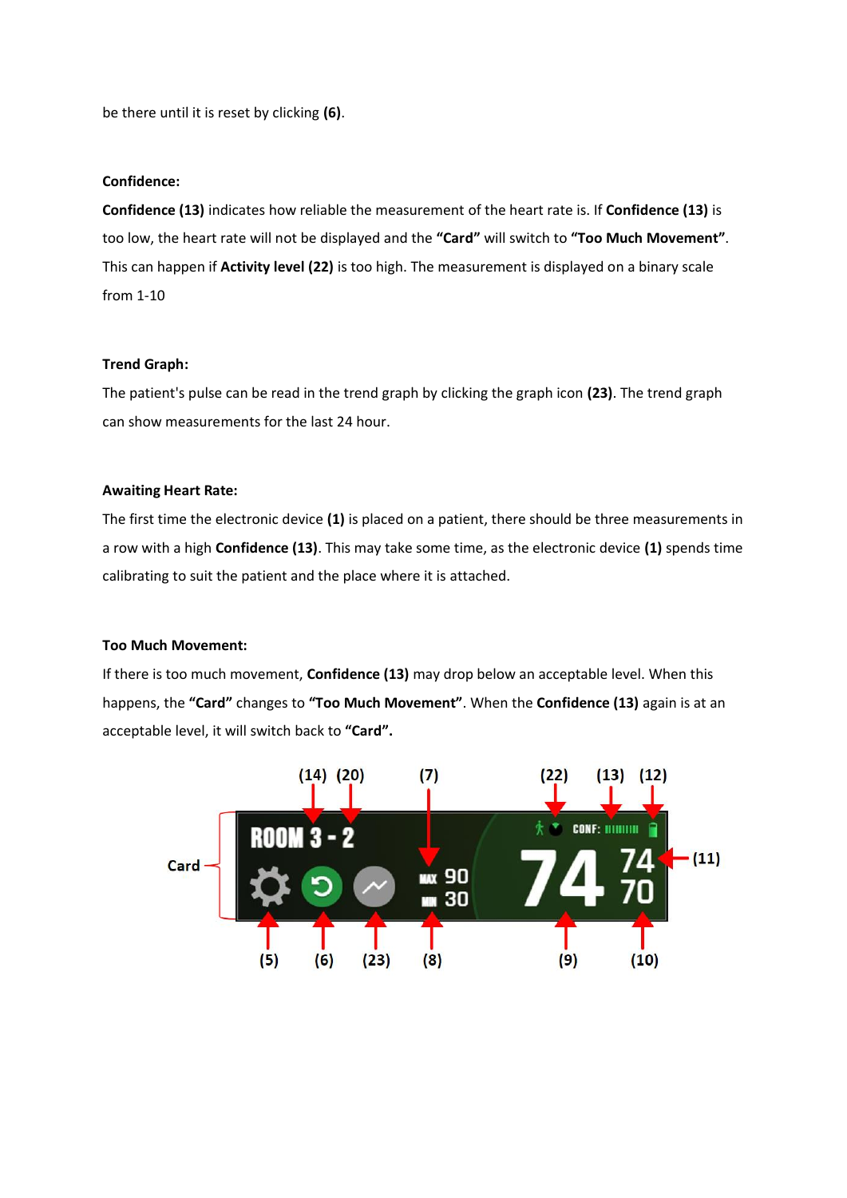be there until it is reset by clicking **(6)**.

**Confidence:**

**Confidence (13)** indicates how reliable the measurement of the heart rate is. If **Confidence (13)** is too low, the heart rate will not be displayed and the **"Card"** will switch to **"Too Much Movement"**. This can happen if **Activity level (22)** is too high. The measurement is displayed on a binary scale from 1-10

**Trend Graph:**

The patient's pulse can be read in the trend graph by clicking the graph icon **(23)**. The trend graph can show measurements for the last 24 hour.

**Awaiting Heart Rate:**

The first time the electronic device **(1)** is placed on a patient, there should be three measurements in a row with a high **Confidence (13)**. This may take some time, as the electronic device **(1)** spends time calibrating to suit the patient and the place where it is attached.

**Too Much Movement:**

If there is too much movement, **Confidence (13)** may drop below an acceptable level. When this happens, the **"Card"** changes to **"Too Much Movement"**. When the **Confidence (13)** again is at an acceptable level, it will switch back to **"Card".**

(14) (20) (7) (22) (13) (12)

Card — ROOM 3 - 2 — MAX 90 — MIN 30 — CONF: — 74 — 74 — 70 — (11)

(5) (6) (23) (8) (9) (10)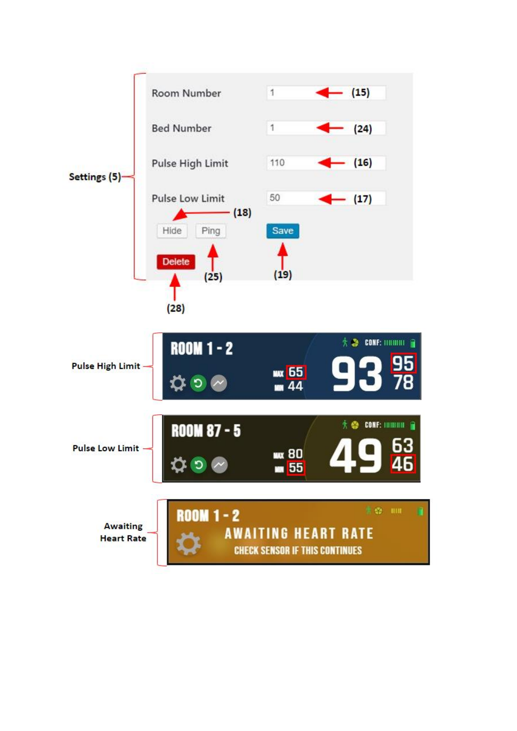Settings (5)

| | | |
|---|---|---|
| Room Number | 1 | (15) |
| Bed Number | 1 | (24) |
| Pulse High Limit | 110 | (16) |
| Pulse Low Limit | 50 | (17) |

Hide (18) Ping (25) Save (19)

Delete (28)

Pulse High Limit

ROOM 1 - 2 MAX 65 MIN 44 93 95 78 CONF:

Pulse Low Limit

ROOM 87 - 5 MAX 80 MIN 55 49 63 46 CONF:

Awaiting Heart Rate

ROOM 1 - 2 AWAITING HEART RATE CHECK SENSOR IF THIS CONTINUES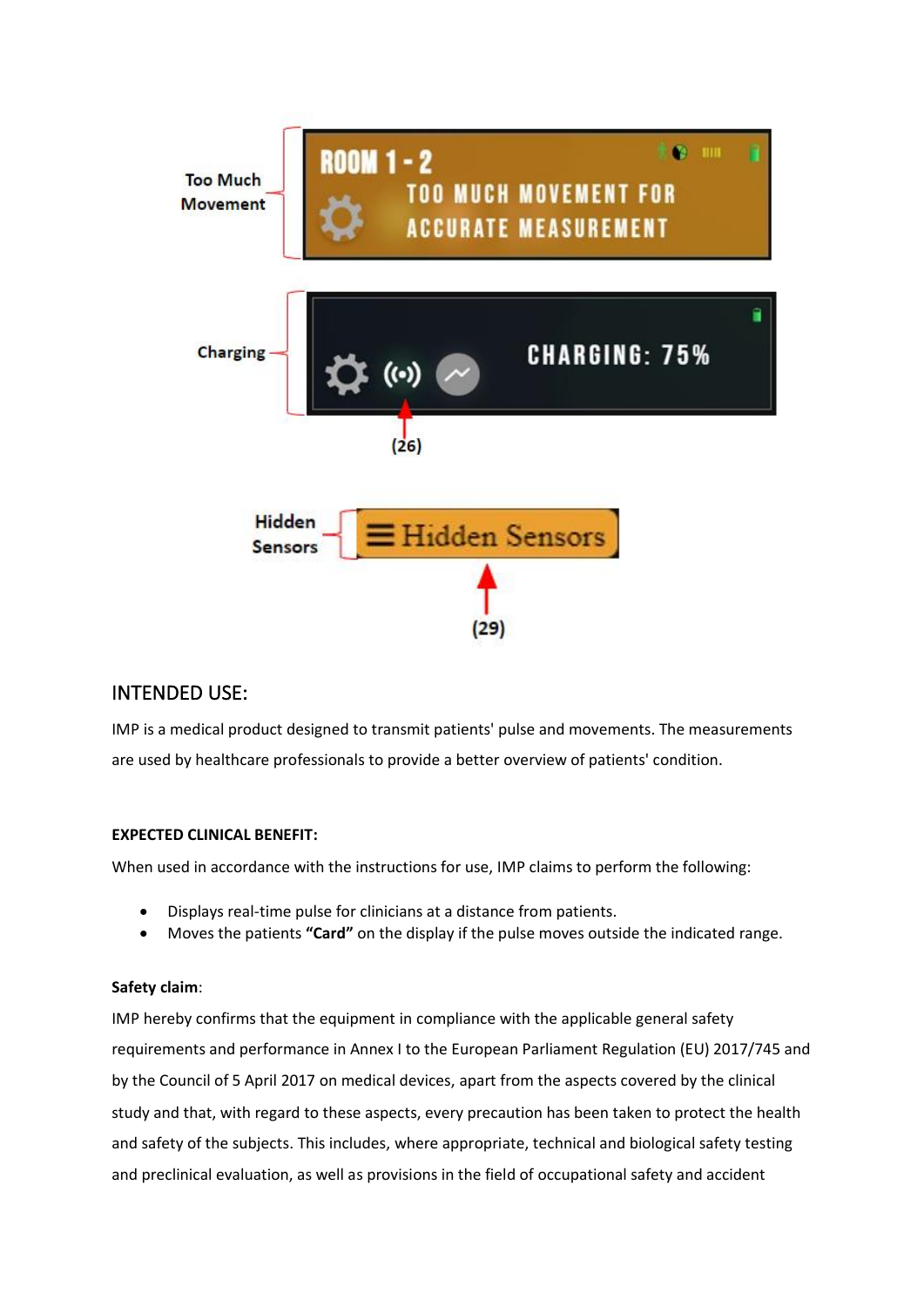Too Much Movement

ROOM 1 - 2
TOO MUCH MOVEMENT FOR ACCURATE MEASUREMENT

Charging

CHARGING: 75%

(26)

Hidden Sensors

Hidden Sensors

(29)

## INTENDED USE:

IMP is a medical product designed to transmit patients' pulse and movements. The measurements are used by healthcare professionals to provide a better overview of patients' condition.

**EXPECTED CLINICAL BENEFIT:**

When used in accordance with the instructions for use, IMP claims to perform the following:

- Displays real-time pulse for clinicians at a distance from patients.
- Moves the patients **"Card"** on the display if the pulse moves outside the indicated range.

**Safety claim**:

IMP hereby confirms that the equipment in compliance with the applicable general safety requirements and performance in Annex I to the European Parliament Regulation (EU) 2017/745 and by the Council of 5 April 2017 on medical devices, apart from the aspects covered by the clinical study and that, with regard to these aspects, every precaution has been taken to protect the health and safety of the subjects. This includes, where appropriate, technical and biological safety testing and preclinical evaluation, as well as provisions in the field of occupational safety and accident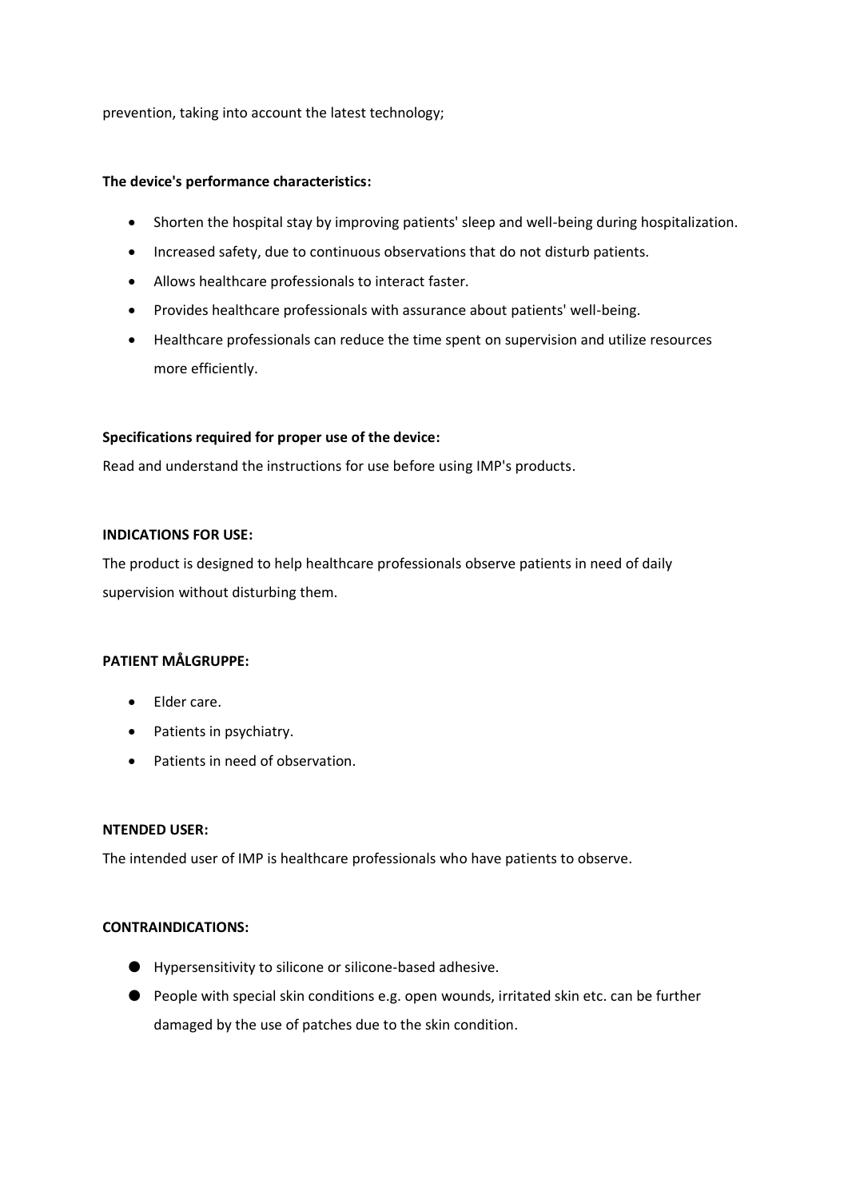prevention, taking into account the latest technology;

**The device's performance characteristics:**

- Shorten the hospital stay by improving patients' sleep and well-being during hospitalization.
- Increased safety, due to continuous observations that do not disturb patients.
- Allows healthcare professionals to interact faster.
- Provides healthcare professionals with assurance about patients' well-being.
- Healthcare professionals can reduce the time spent on supervision and utilize resources more efficiently.

**Specifications required for proper use of the device:**

Read and understand the instructions for use before using IMP's products.

**INDICATIONS FOR USE:**

The product is designed to help healthcare professionals observe patients in need of daily supervision without disturbing them.

**PATIENT MÅLGRUPPE:**

- Elder care.
- Patients in psychiatry.
- Patients in need of observation.

**NTENDED USER:**

The intended user of IMP is healthcare professionals who have patients to observe.

**CONTRAINDICATIONS:**

- Hypersensitivity to silicone or silicone-based adhesive.
- People with special skin conditions e.g. open wounds, irritated skin etc. can be further damaged by the use of patches due to the skin condition.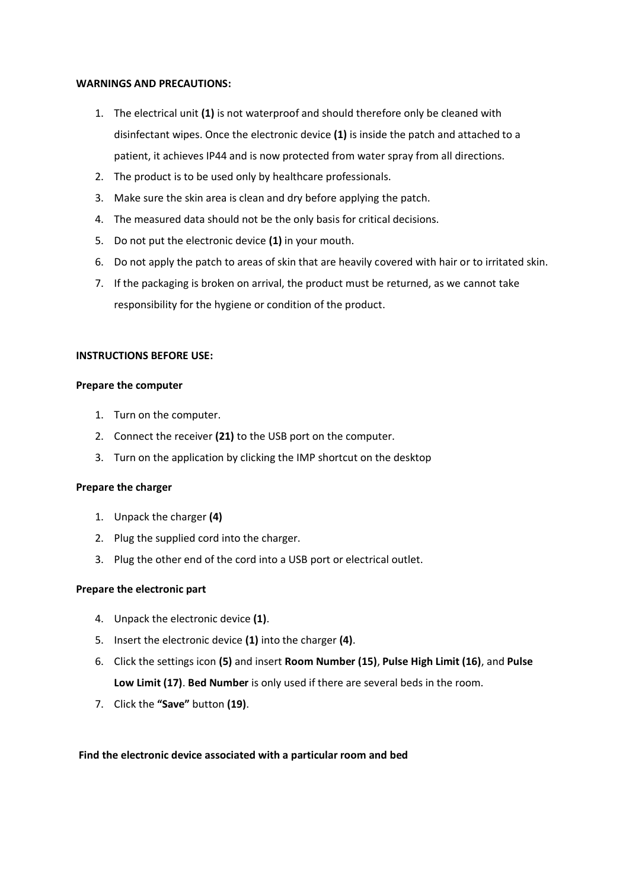**WARNINGS AND PRECAUTIONS:**

1. The electrical unit **(1)** is not waterproof and should therefore only be cleaned with disinfectant wipes. Once the electronic device **(1)** is inside the patch and attached to a patient, it achieves IP44 and is now protected from water spray from all directions.
2. The product is to be used only by healthcare professionals.
3. Make sure the skin area is clean and dry before applying the patch.
4. The measured data should not be the only basis for critical decisions.
5. Do not put the electronic device **(1)** in your mouth.
6. Do not apply the patch to areas of skin that are heavily covered with hair or to irritated skin.
7. If the packaging is broken on arrival, the product must be returned, as we cannot take responsibility for the hygiene or condition of the product.

**INSTRUCTIONS BEFORE USE:**

**Prepare the computer**

1. Turn on the computer.
2. Connect the receiver **(21)** to the USB port on the computer.
3. Turn on the application by clicking the IMP shortcut on the desktop

**Prepare the charger**

1. Unpack the charger **(4)**
2. Plug the supplied cord into the charger.
3. Plug the other end of the cord into a USB port or electrical outlet.

**Prepare the electronic part**

4. Unpack the electronic device **(1)**.
5. Insert the electronic device **(1)** into the charger **(4)**.
6. Click the settings icon **(5)** and insert **Room Number (15)**, **Pulse High Limit (16)**, and **Pulse Low Limit (17)**. **Bed Number** is only used if there are several beds in the room.
7. Click the **"Save"** button **(19)**.

**Find the electronic device associated with a particular room and bed**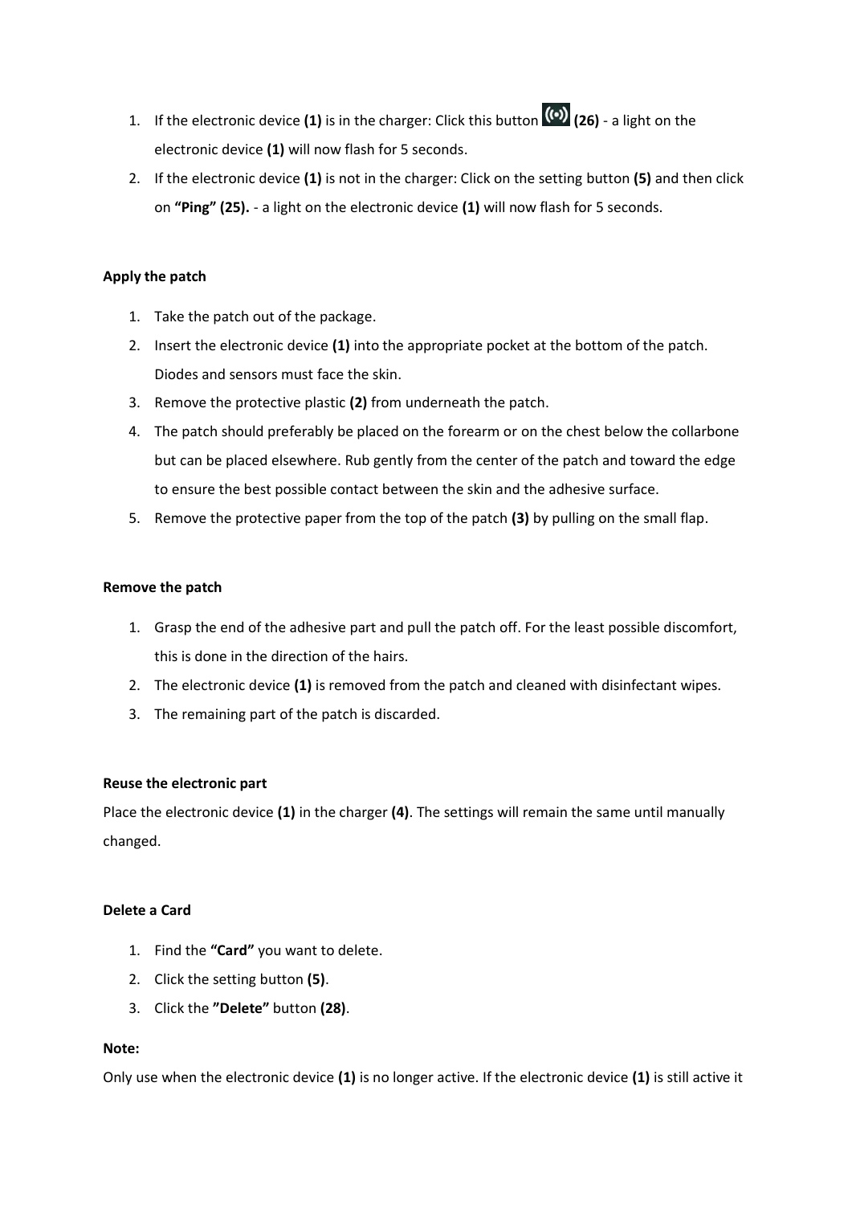1. If the electronic device **(1)** is in the charger: Click this button ((•)) **(26)** - a light on the electronic device **(1)** will now flash for 5 seconds.
2. If the electronic device **(1)** is not in the charger: Click on the setting button **(5)** and then click on **"Ping" (25).** - a light on the electronic device **(1)** will now flash for 5 seconds.

**Apply the patch**

1. Take the patch out of the package.
2. Insert the electronic device **(1)** into the appropriate pocket at the bottom of the patch. Diodes and sensors must face the skin.
3. Remove the protective plastic **(2)** from underneath the patch.
4. The patch should preferably be placed on the forearm or on the chest below the collarbone but can be placed elsewhere. Rub gently from the center of the patch and toward the edge to ensure the best possible contact between the skin and the adhesive surface.
5. Remove the protective paper from the top of the patch **(3)** by pulling on the small flap.

**Remove the patch**

1. Grasp the end of the adhesive part and pull the patch off. For the least possible discomfort, this is done in the direction of the hairs.
2. The electronic device **(1)** is removed from the patch and cleaned with disinfectant wipes.
3. The remaining part of the patch is discarded.

**Reuse the electronic part**

Place the electronic device **(1)** in the charger **(4)**. The settings will remain the same until manually changed.

**Delete a Card**

1. Find the **"Card"** you want to delete.
2. Click the setting button **(5)**.
3. Click the **"Delete"** button **(28)**.

**Note:**

Only use when the electronic device **(1)** is no longer active. If the electronic device **(1)** is still active it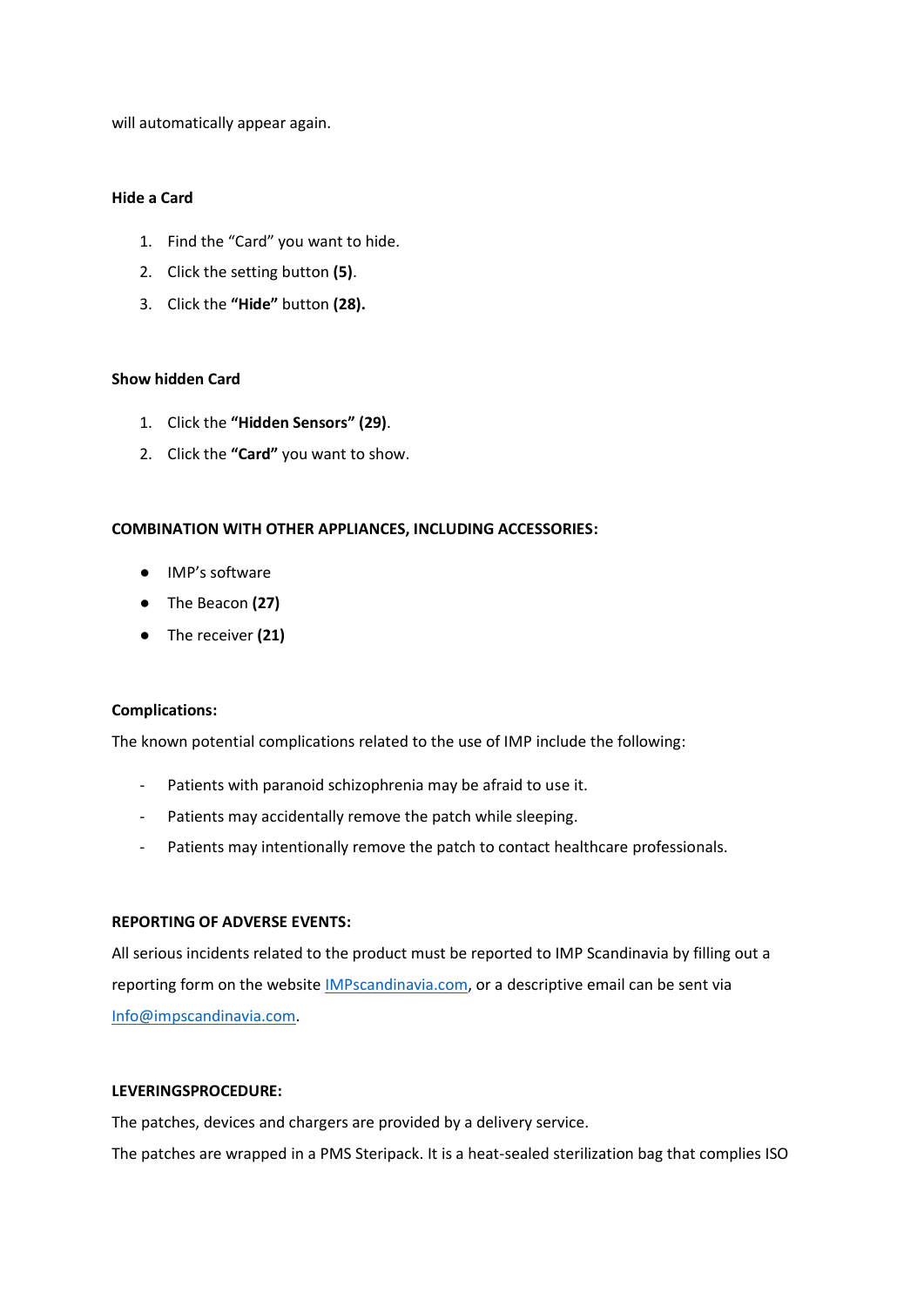will automatically appear again.

**Hide a Card**

1. Find the “Card” you want to hide.
2. Click the setting button **(5)**.
3. Click the **“Hide”** button **(28).**

**Show hidden Card**

1. Click the **“Hidden Sensors” (29)**.
2. Click the **“Card”** you want to show.

**COMBINATION WITH OTHER APPLIANCES, INCLUDING ACCESSORIES:**

- IMP’s software
- The Beacon **(27)**
- The receiver **(21)**

**Complications:**

The known potential complications related to the use of IMP include the following:

- Patients with paranoid schizophrenia may be afraid to use it.
- Patients may accidentally remove the patch while sleeping.
- Patients may intentionally remove the patch to contact healthcare professionals.

**REPORTING OF ADVERSE EVENTS:**

All serious incidents related to the product must be reported to IMP Scandinavia by filling out a reporting form on the website [IMPscandinavia.com](IMPscandinavia.com), or a descriptive email can be sent via [Info@impscandinavia.com](mailto:Info@impscandinavia.com).

**LEVERINGSPROCEDURE:**

The patches, devices and chargers are provided by a delivery service.

The patches are wrapped in a PMS Steripack. It is a heat-sealed sterilization bag that complies ISO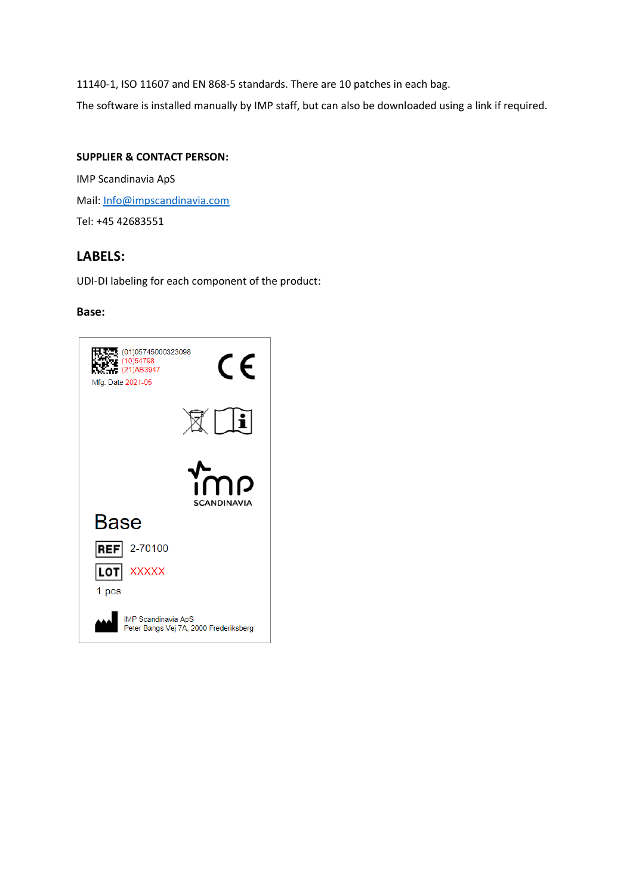11140-1, ISO 11607 and EN 868-5 standards. There are 10 patches in each bag.

The software is installed manually by IMP staff, but can also be downloaded using a link if required.

**SUPPLIER & CONTACT PERSON:**

IMP Scandinavia ApS

Mail: Info@impscandinavia.com

Tel: +45 42683551

## LABELS:

UDI-DI labeling for each component of the product:

**Base:**

(01)05745000323098
(10)54798
(21)AB3947
Mfg. Date 2021-05

SCANDINAVIA

Base

REF 2-70100

LOT XXXXX

1 pcs

IMP Scandinavia ApS
Peter Bangs Vej 7A, 2000 Frederiksberg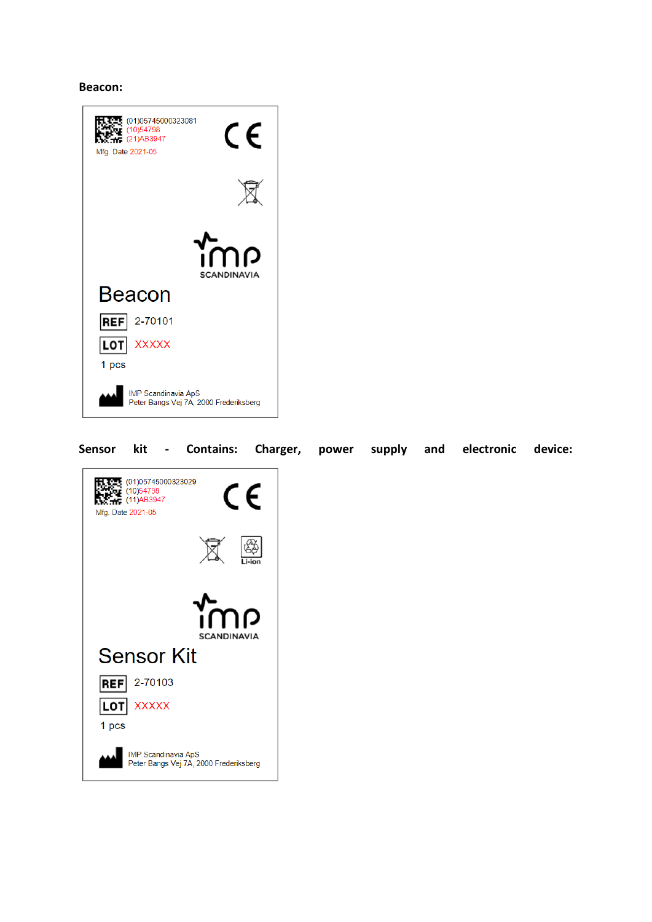**Beacon:**

(01)05745000323081
(10)54798
(21)AB3947
Mfg. Date 2021-05

CE

SCANDINAVIA

Beacon

REF 2-70101

LOT XXXXX

1 pcs

IMP Scandinavia ApS
Peter Bangs Vej 7A, 2000 Frederiksberg

**Sensor kit - Contains: Charger, power supply and electronic device:**

(01)05745000323029
(10)54798
(11)AB3947
Mfg. Date 2021-05

CE

Li-ion

SCANDINAVIA

Sensor Kit

REF 2-70103

LOT XXXXX

1 pcs

IMP Scandinavia ApS
Peter Bangs Vej 7A, 2000 Frederiksberg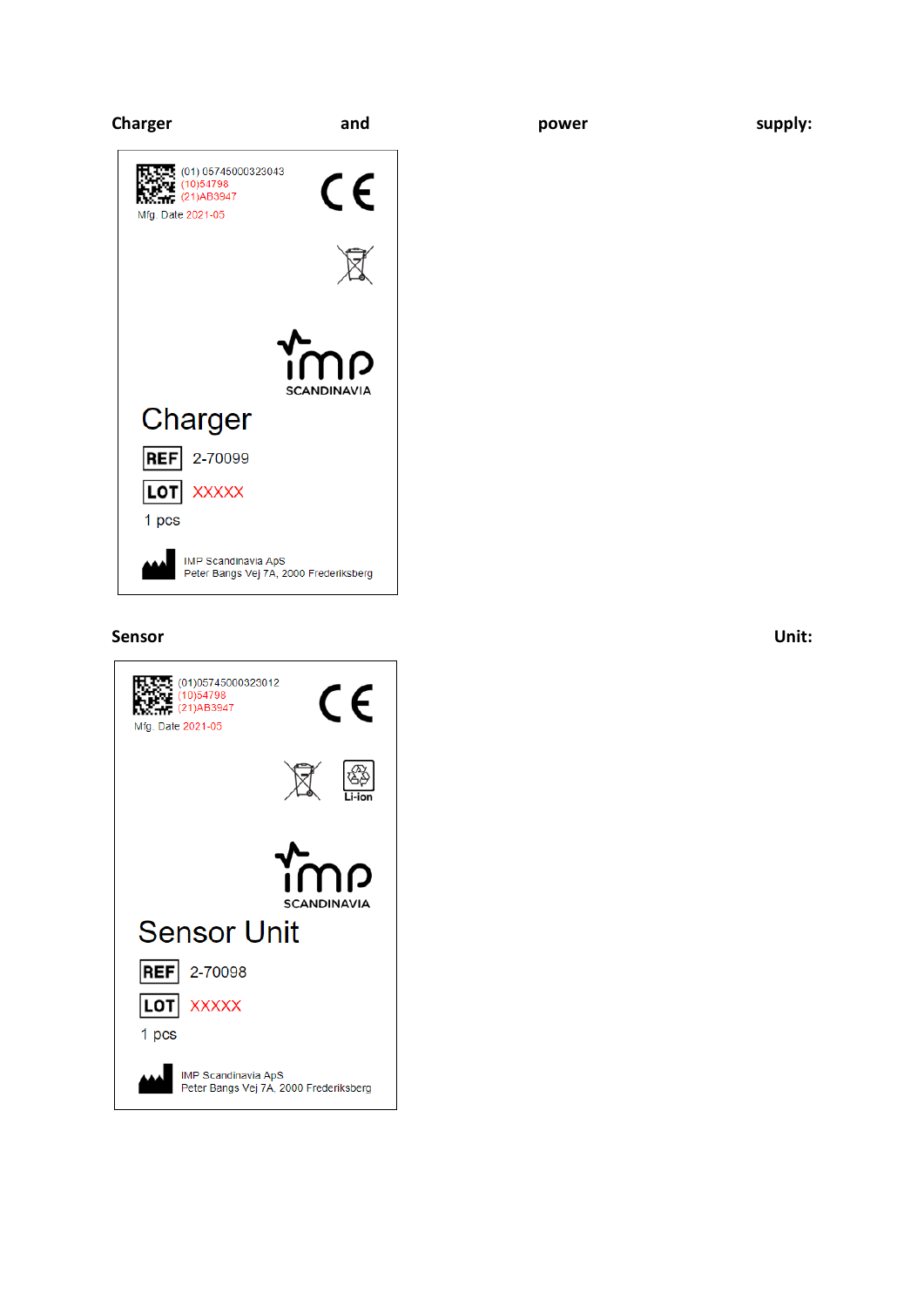**Charger and power supply:**

(01) 05745000323043
(10)54798
(21)AB3947
Mfg. Date 2021-05

CE

IMP SCANDINAVIA

Charger

REF 2-70099

LOT XXXXX

1 pcs

IMP Scandinavia ApS
Peter Bangs Vej 7A, 2000 Frederiksberg

**Sensor Unit:**

(01)05745000323012
(10)54798
(21)AB3947
Mfg. Date 2021-05

CE

Li-ion

IMP SCANDINAVIA

Sensor Unit

REF 2-70098

LOT XXXXX

1 pcs

IMP Scandinavia ApS
Peter Bangs Vej 7A, 2000 Frederiksberg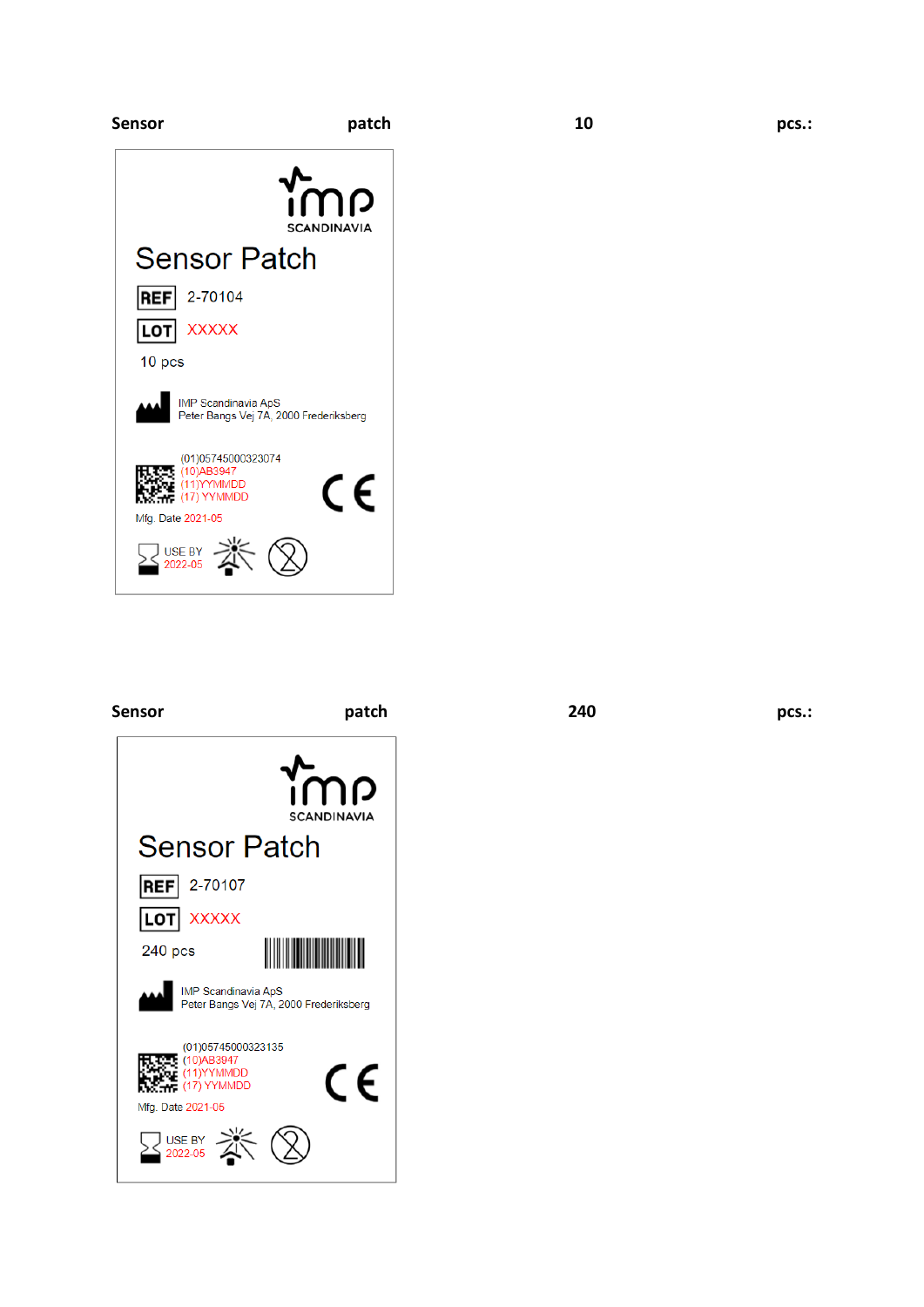**Sensor patch 10 pcs.:**

IMP SCANDINAVIA

Sensor Patch

REF 2-70104

LOT XXXXX

10 pcs

IMP Scandinavia ApS
Peter Bangs Vej 7A, 2000 Frederiksberg

(01)05745000323074
(10)AB3947
(11)YYMMDD
(17) YYMMDD

Mfg. Date 2021-05

USE BY 2022-05

**Sensor patch 240 pcs.:**

IMP SCANDINAVIA

Sensor Patch

REF 2-70107

LOT XXXXX

240 pcs

IMP Scandinavia ApS
Peter Bangs Vej 7A, 2000 Frederiksberg

(01)05745000323135
(10)AB3947
(11)YYMMDD
(17) YYMMDD

Mfg. Date 2021-05

USE BY 2022-05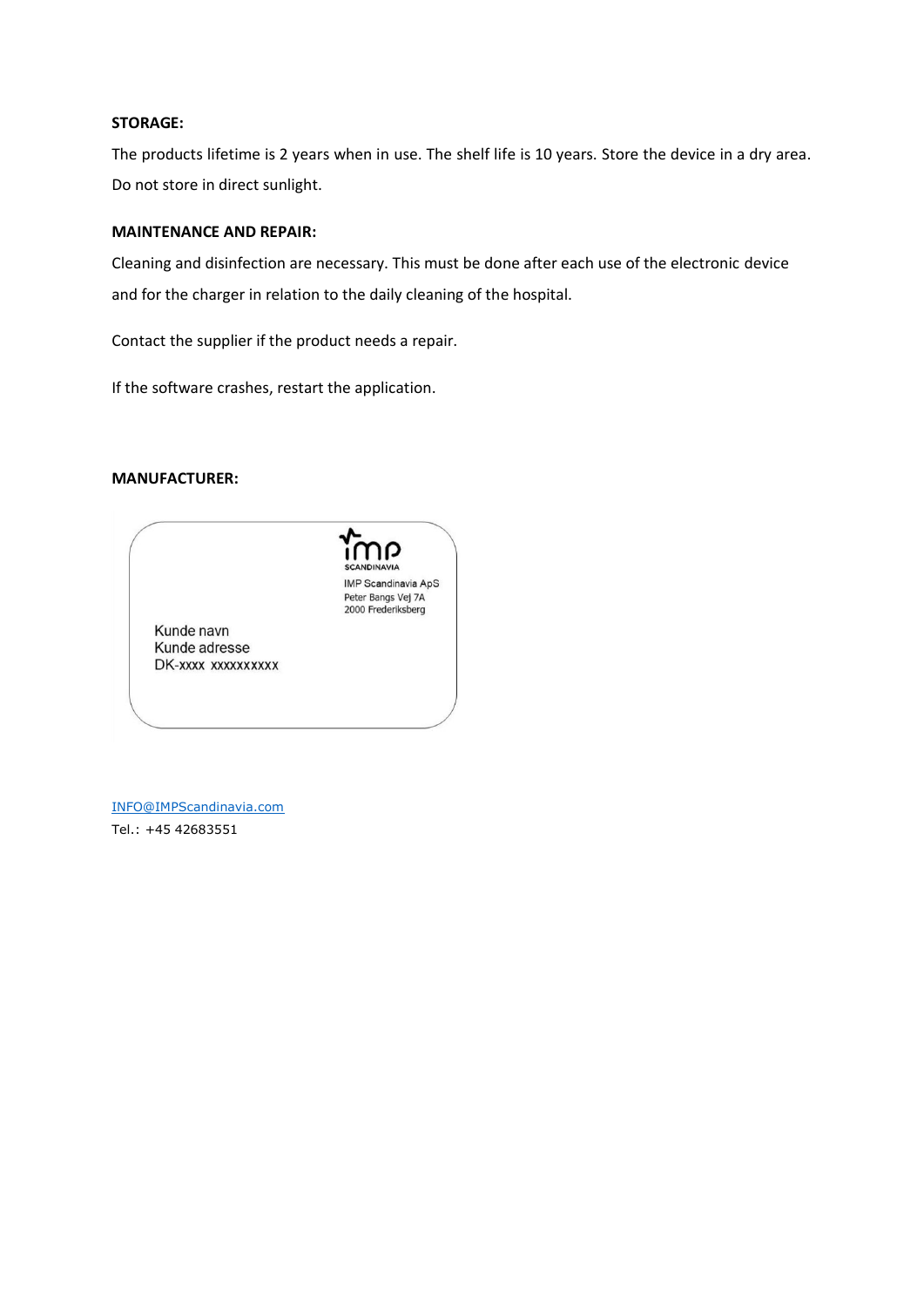**STORAGE:**

The products lifetime is 2 years when in use. The shelf life is 10 years. Store the device in a dry area. Do not store in direct sunlight.

**MAINTENANCE AND REPAIR:**

Cleaning and disinfection are necessary. This must be done after each use of the electronic device and for the charger in relation to the daily cleaning of the hospital.

Contact the supplier if the product needs a repair.

If the software crashes, restart the application.

**MANUFACTURER:**

imp
SCANDINAVIA
IMP Scandinavia ApS
Peter Bangs Vej 7A
2000 Frederiksberg

Kunde navn
Kunde adresse
DK-xxxx xxxxxxxxxx

INFO@IMPScandinavia.com
Tel.: +45 42683551